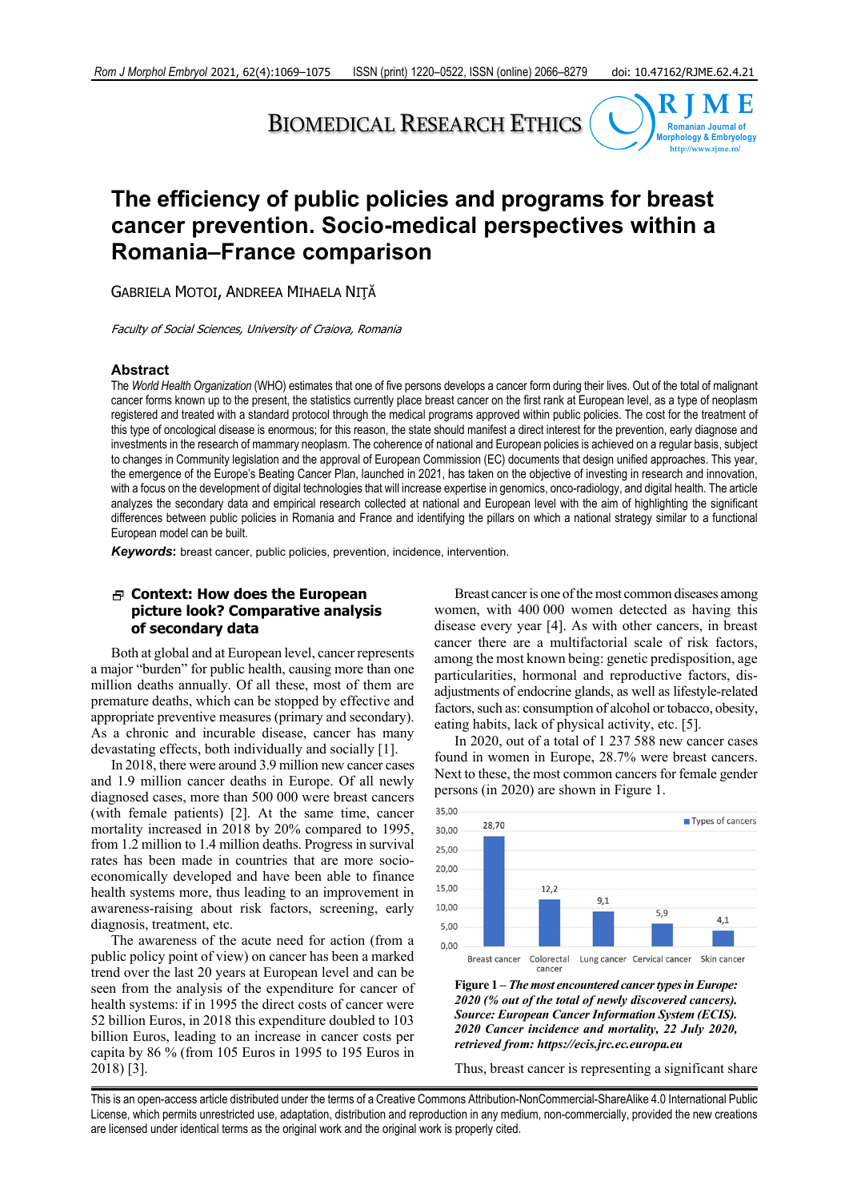# The efficiency of public policies and programs for breast cancer prevention. Socio-medical perspectives within a Romania–France comparison

GABRIELA MOTOI, ANDREEA MIHAELA NIŢĂ

*Faculty of Social Sciences, University of Craiova, Romania*

## Abstract

The *World Health Organization* (WHO) estimates that one of five persons develops a cancer form during their lives. Out of the total of malignant cancer forms known up to the present, the statistics currently place breast cancer on the first rank at European level, as a type of neoplasm registered and treated with a standard protocol through the medical programs approved within public policies. The cost for the treatment of this type of oncological disease is enormous; for this reason, the state should manifest a direct interest for the prevention, early diagnose and investments in the research of mammary neoplasm. The coherence of national and European policies is achieved on a regular basis, subject to changes in Community legislation and the approval of European Commission (EC) documents that design unified approaches. This year, the emergence of the Europe's Beating Cancer Plan, launched in 2021, has taken on the objective of investing in research and innovation, with a focus on the development of digital technologies that will increase expertise in genomics, onco-radiology, and digital health. The article analyzes the secondary data and empirical research collected at national and European level with the aim of highlighting the significant differences between public policies in Romania and France and identifying the pillars on which a national strategy similar to a functional European model can be built.

***Keywords***: breast cancer, public policies, prevention, incidence, intervention.

## Context: How does the European picture look? Comparative analysis of secondary data

Both at global and at European level, cancer represents a major "burden" for public health, causing more than one million deaths annually. Of all these, most of them are premature deaths, which can be stopped by effective and appropriate preventive measures (primary and secondary). As a chronic and incurable disease, cancer has many devastating effects, both individually and socially [1].

In 2018, there were around 3.9 million new cancer cases and 1.9 million cancer deaths in Europe. Of all newly diagnosed cases, more than 500 000 were breast cancers (with female patients) [2]. At the same time, cancer mortality increased in 2018 by 20% compared to 1995, from 1.2 million to 1.4 million deaths. Progress in survival rates has been made in countries that are more socio-economically developed and have been able to finance health systems more, thus leading to an improvement in awareness-raising about risk factors, screening, early diagnosis, treatment, etc.

The awareness of the acute need for action (from a public policy point of view) on cancer has been a marked trend over the last 20 years at European level and can be seen from the analysis of the expenditure for cancer of health systems: if in 1995 the direct costs of cancer were 52 billion Euros, in 2018 this expenditure doubled to 103 billion Euros, leading to an increase in cancer costs per capita by 86 % (from 105 Euros in 1995 to 195 Euros in 2018) [3].

Breast cancer is one of the most common diseases among women, with 400 000 women detected as having this disease every year [4]. As with other cancers, in breast cancer there are a multifactorial scale of risk factors, among the most known being: genetic predisposition, age particularities, hormonal and reproductive factors, dis-adjustments of endocrine glands, as well as lifestyle-related factors, such as: consumption of alcohol or tobacco, obesity, eating habits, lack of physical activity, etc. [5].

In 2020, out of a total of 1 237 588 new cancer cases found in women in Europe, 28.7% were breast cancers. Next to these, the most common cancers for female gender persons (in 2020) are shown in Figure 1.

| Types of cancers | % |
|---|---|
| Breast cancer | 28,70 |
| Colorectal cancer | 12,2 |
| Lung cancer | 9,1 |
| Cervical cancer | 5,9 |
| Skin cancer | 4,1 |

**Figure 1** – ***The most encountered cancer types in Europe: 2020 (% out of the total of newly discovered cancers). Source: European Cancer Information System (ECIS). 2020 Cancer incidence and mortality, 22 July 2020, retrieved from: https://ecis.jrc.ec.europa.eu***

Thus, breast cancer is representing a significant share

This is an open-access article distributed under the terms of a Creative Commons Attribution-NonCommercial-ShareAlike 4.0 International Public License, which permits unrestricted use, adaptation, distribution and reproduction in any medium, non-commercially, provided the new creations are licensed under identical terms as the original work and the original work is properly cited.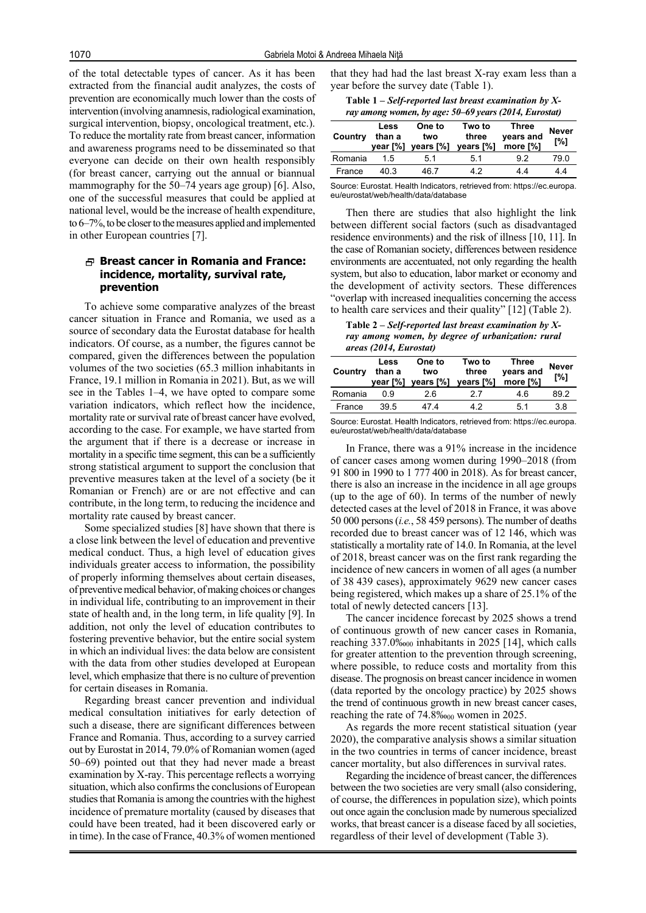of the total detectable types of cancer. As it has been extracted from the financial audit analyzes, the costs of prevention are economically much lower than the costs of intervention (involving anamnesis, radiological examination, surgical intervention, biopsy, oncological treatment, etc.). To reduce the mortality rate from breast cancer, information and awareness programs need to be disseminated so that everyone can decide on their own health responsibly (for breast cancer, carrying out the annual or biannual mammography for the 50–74 years age group) [6]. Also, one of the successful measures that could be applied at national level, would be the increase of health expenditure, to 6–7%, to be closer to the measures applied and implemented in other European countries [7].

## Breast cancer in Romania and France: incidence, mortality, survival rate, prevention

To achieve some comparative analyzes of the breast cancer situation in France and Romania, we used as a source of secondary data the Eurostat database for health indicators. Of course, as a number, the figures cannot be compared, given the differences between the population volumes of the two societies (65.3 million inhabitants in France, 19.1 million in Romania in 2021). But, as we will see in the Tables 1–4, we have opted to compare some variation indicators, which reflect how the incidence, mortality rate or survival rate of breast cancer have evolved, according to the case. For example, we have started from the argument that if there is a decrease or increase in mortality in a specific time segment, this can be a sufficiently strong statistical argument to support the conclusion that preventive measures taken at the level of a society (be it Romanian or French) are or are not effective and can contribute, in the long term, to reducing the incidence and mortality rate caused by breast cancer.

Some specialized studies [8] have shown that there is a close link between the level of education and preventive medical conduct. Thus, a high level of education gives individuals greater access to information, the possibility of properly informing themselves about certain diseases, of preventive medical behavior, of making choices or changes in individual life, contributing to an improvement in their state of health and, in the long term, in life quality [9]. In addition, not only the level of education contributes to fostering preventive behavior, but the entire social system in which an individual lives: the data below are consistent with the data from other studies developed at European level, which emphasize that there is no culture of prevention for certain diseases in Romania.

Regarding breast cancer prevention and individual medical consultation initiatives for early detection of such a disease, there are significant differences between France and Romania. Thus, according to a survey carried out by Eurostat in 2014, 79.0% of Romanian women (aged 50–69) pointed out that they had never made a breast examination by X-ray. This percentage reflects a worrying situation, which also confirms the conclusions of European studies that Romania is among the countries with the highest incidence of premature mortality (caused by diseases that could have been treated, had it been discovered early or in time). In the case of France, 40.3% of women mentioned that they had had the last breast X-ray exam less than a year before the survey date (Table 1).

**Table 1 – *Self-reported last breast examination by X-ray among women, by age: 50–69 years (2014, Eurostat)***

| Country | Less than a year [%] | One to two years [%] | Two to three years [%] | Three years and more [%] | Never [%] |
|---|---|---|---|---|---|
| Romania | 1.5 | 5.1 | 5.1 | 9.2 | 79.0 |
| France | 40.3 | 46.7 | 4.2 | 4.4 | 4.4 |

Source: Eurostat. Health Indicators, retrieved from: https://ec.europa.eu/eurostat/web/health/data/database

Then there are studies that also highlight the link between different social factors (such as disadvantaged residence environments) and the risk of illness [10, 11]. In the case of Romanian society, differences between residence environments are accentuated, not only regarding the health system, but also to education, labor market or economy and the development of activity sectors. These differences "overlap with increased inequalities concerning the access to health care services and their quality" [12] (Table 2).

**Table 2 – *Self-reported last breast examination by X-ray among women, by degree of urbanization: rural areas (2014, Eurostat)***

| Country | Less than a year [%] | One to two years [%] | Two to three years [%] | Three years and more [%] | Never [%] |
|---|---|---|---|---|---|
| Romania | 0.9 | 2.6 | 2.7 | 4.6 | 89.2 |
| France | 39.5 | 47.4 | 4.2 | 5.1 | 3.8 |

Source: Eurostat. Health Indicators, retrieved from: https://ec.europa.eu/eurostat/web/health/data/database

In France, there was a 91% increase in the incidence of cancer cases among women during 1990–2018 (from 91 800 in 1990 to 1 777 400 in 2018). As for breast cancer, there is also an increase in the incidence in all age groups (up to the age of 60). In terms of the number of newly detected cases at the level of 2018 in France, it was above 50 000 persons (*i.e.*, 58 459 persons). The number of deaths recorded due to breast cancer was of 12 146, which was statistically a mortality rate of 14.0. In Romania, at the level of 2018, breast cancer was on the first rank regarding the incidence of new cancers in women of all ages (a number of 38 439 cases), approximately 9629 new cancer cases being registered, which makes up a share of 25.1% of the total of newly detected cancers [13].

The cancer incidence forecast by 2025 shows a trend of continuous growth of new cancer cases in Romania, reaching 337.0‱ inhabitants in 2025 [14], which calls for greater attention to the prevention through screening, where possible, to reduce costs and mortality from this disease. The prognosis on breast cancer incidence in women (data reported by the oncology practice) by 2025 shows the trend of continuous growth in new breast cancer cases, reaching the rate of 74.8‱ women in 2025.

As regards the more recent statistical situation (year 2020), the comparative analysis shows a similar situation in the two countries in terms of cancer incidence, breast cancer mortality, but also differences in survival rates.

Regarding the incidence of breast cancer, the differences between the two societies are very small (also considering, of course, the differences in population size), which points out once again the conclusion made by numerous specialized works, that breast cancer is a disease faced by all societies, regardless of their level of development (Table 3).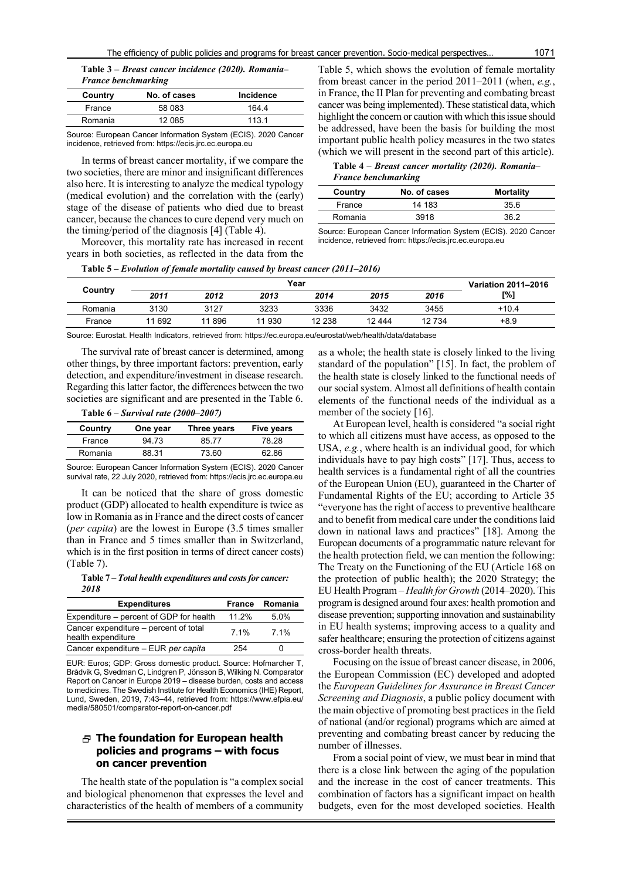**Table 3 – *Breast cancer incidence (2020). Romania–France benchmarking***

| Country | No. of cases | Incidence |
|---|---|---|
| France | 58 083 | 164.4 |
| Romania | 12 085 | 113.1 |

Source: European Cancer Information System (ECIS). 2020 Cancer incidence, retrieved from: https://ecis.jrc.ec.europa.eu

In terms of breast cancer mortality, if we compare the two societies, there are minor and insignificant differences also here. It is interesting to analyze the medical typology (medical evolution) and the correlation with the (early) stage of the disease of patients who died due to breast cancer, because the chances to cure depend very much on the timing/period of the diagnosis [4] (Table 4).

Moreover, this mortality rate has increased in recent years in both societies, as reflected in the data from the Table 5, which shows the evolution of female mortality from breast cancer in the period 2011–2011 (when, *e.g.*, in France, the II Plan for preventing and combating breast cancer was being implemented). These statistical data, which highlight the concern or caution with which this issue should be addressed, have been the basis for building the most important public health policy measures in the two states (which we will present in the second part of this article).

**Table 4 – *Breast cancer mortality (2020). Romania–France benchmarking***

| Country | No. of cases | Mortality |
|---|---|---|
| France | 14 183 | 35.6 |
| Romania | 3918 | 36.2 |

Source: European Cancer Information System (ECIS). 2020 Cancer incidence, retrieved from: https://ecis.jrc.ec.europa.eu

**Table 5 – *Evolution of female mortality caused by breast cancer (2011–2016)***

| Country | Year | | | | | | Variation 2011–2016 [%] |
|---|---|---|---|---|---|---|---|
| | *2011* | *2012* | *2013* | *2014* | *2015* | *2016* | |
| Romania | 3130 | 3127 | 3233 | 3336 | 3432 | 3455 | +10.4 |
| France | 11 692 | 11 896 | 11 930 | 12 238 | 12 444 | 12 734 | +8.9 |

Source: Eurostat. Health Indicators, retrieved from: https://ec.europa.eu/eurostat/web/health/data/database

The survival rate of breast cancer is determined, among other things, by three important factors: prevention, early detection, and expenditure/investment in disease research. Regarding this latter factor, the differences between the two societies are significant and are presented in the Table 6.

**Table 6 – *Survival rate (2000–2007)***

| Country | One year | Three years | Five years |
|---|---|---|---|
| France | 94.73 | 85.77 | 78.28 |
| Romania | 88.31 | 73.60 | 62.86 |

Source: European Cancer Information System (ECIS). 2020 Cancer survival rate, 22 July 2020, retrieved from: https://ecis.jrc.ec.europa.eu

It can be noticed that the share of gross domestic product (GDP) allocated to health expenditure is twice as low in Romania as in France and the direct costs of cancer (*per capita*) are the lowest in Europe (3.5 times smaller than in France and 5 times smaller than in Switzerland, which is in the first position in terms of direct cancer costs) (Table 7).

**Table 7 – *Total health expenditures and costs for cancer: 2018***

| Expenditures | France | Romania |
|---|---|---|
| Expenditure – percent of GDP for health | 11.2% | 5.0% |
| Cancer expenditure – percent of total health expenditure | 7.1% | 7.1% |
| Cancer expenditure – EUR *per capita* | 254 | 0 |

EUR: Euros; GDP: Gross domestic product. Source: Hofmarcher T, Brådvik G, Svedman C, Lindgren P, Jönsson B, Wilking N. Comparator Report on Cancer in Europe 2019 – disease burden, costs and access to medicines. The Swedish Institute for Health Economics (IHE) Report, Lund, Sweden, 2019, 7:43–44, retrieved from: https://www.efpia.eu/media/580501/comparator-report-on-cancer.pdf

## The foundation for European health policies and programs – with focus on cancer prevention

The health state of the population is "a complex social and biological phenomenon that expresses the level and characteristics of the health of members of a community as a whole; the health state is closely linked to the living standard of the population" [15]. In fact, the problem of the health state is closely linked to the functional needs of our social system. Almost all definitions of health contain elements of the functional needs of the individual as a member of the society [16].

At European level, health is considered "a social right to which all citizens must have access, as opposed to the USA, *e.g.*, where health is an individual good, for which individuals have to pay high costs" [17]. Thus, access to health services is a fundamental right of all the countries of the European Union (EU), guaranteed in the Charter of Fundamental Rights of the EU; according to Article 35 "everyone has the right of access to preventive healthcare and to benefit from medical care under the conditions laid down in national laws and practices" [18]. Among the European documents of a programmatic nature relevant for the health protection field, we can mention the following: The Treaty on the Functioning of the EU (Article 168 on the protection of public health); the 2020 Strategy; the EU Health Program – *Health for Growth* (2014–2020). This program is designed around four axes: health promotion and disease prevention; supporting innovation and sustainability in EU health systems; improving access to a quality and safer healthcare; ensuring the protection of citizens against cross-border health threats.

Focusing on the issue of breast cancer disease, in 2006, the European Commission (EC) developed and adopted the *European Guidelines for Assurance in Breast Cancer Screening and Diagnosis*, a public policy document with the main objective of promoting best practices in the field of national (and/or regional) programs which are aimed at preventing and combating breast cancer by reducing the number of illnesses.

From a social point of view, we must bear in mind that there is a close link between the aging of the population and the increase in the cost of cancer treatments. This combination of factors has a significant impact on health budgets, even for the most developed societies. Health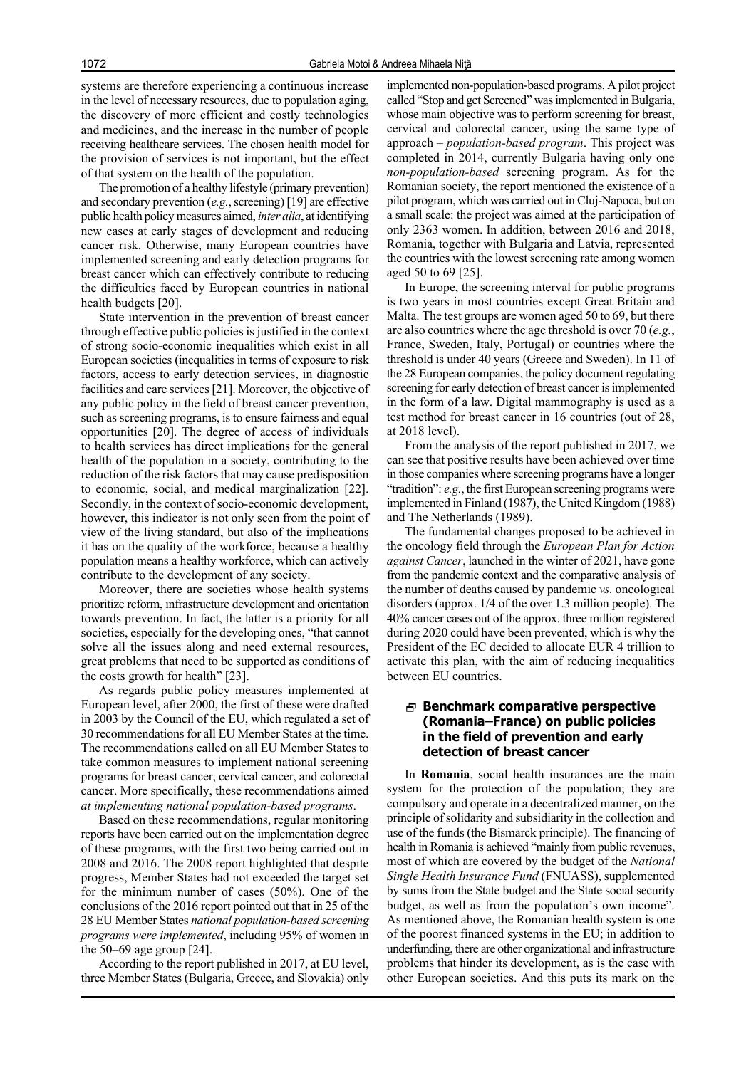systems are therefore experiencing a continuous increase in the level of necessary resources, due to population aging, the discovery of more efficient and costly technologies and medicines, and the increase in the number of people receiving healthcare services. The chosen health model for the provision of services is not important, but the effect of that system on the health of the population.

The promotion of a healthy lifestyle (primary prevention) and secondary prevention (*e.g.*, screening) [19] are effective public health policy measures aimed, *inter alia*, at identifying new cases at early stages of development and reducing cancer risk. Otherwise, many European countries have implemented screening and early detection programs for breast cancer which can effectively contribute to reducing the difficulties faced by European countries in national health budgets [20].

State intervention in the prevention of breast cancer through effective public policies is justified in the context of strong socio-economic inequalities which exist in all European societies (inequalities in terms of exposure to risk factors, access to early detection services, in diagnostic facilities and care services [21]. Moreover, the objective of any public policy in the field of breast cancer prevention, such as screening programs, is to ensure fairness and equal opportunities [20]. The degree of access of individuals to health services has direct implications for the general health of the population in a society, contributing to the reduction of the risk factors that may cause predisposition to economic, social, and medical marginalization [22]. Secondly, in the context of socio-economic development, however, this indicator is not only seen from the point of view of the living standard, but also of the implications it has on the quality of the workforce, because a healthy population means a healthy workforce, which can actively contribute to the development of any society.

Moreover, there are societies whose health systems prioritize reform, infrastructure development and orientation towards prevention. In fact, the latter is a priority for all societies, especially for the developing ones, "that cannot solve all the issues along and need external resources, great problems that need to be supported as conditions of the costs growth for health" [23].

As regards public policy measures implemented at European level, after 2000, the first of these were drafted in 2003 by the Council of the EU, which regulated a set of 30 recommendations for all EU Member States at the time. The recommendations called on all EU Member States to take common measures to implement national screening programs for breast cancer, cervical cancer, and colorectal cancer. More specifically, these recommendations aimed *at implementing national population-based programs*.

Based on these recommendations, regular monitoring reports have been carried out on the implementation degree of these programs, with the first two being carried out in 2008 and 2016. The 2008 report highlighted that despite progress, Member States had not exceeded the target set for the minimum number of cases (50%). One of the conclusions of the 2016 report pointed out that in 25 of the 28 EU Member States *national population-based screening programs were implemented*, including 95% of women in the 50–69 age group [24].

According to the report published in 2017, at EU level, three Member States (Bulgaria, Greece, and Slovakia) only implemented non-population-based programs. A pilot project called "Stop and get Screened" was implemented in Bulgaria, whose main objective was to perform screening for breast, cervical and colorectal cancer, using the same type of approach – *population-based program*. This project was completed in 2014, currently Bulgaria having only one *non-population-based* screening program. As for the Romanian society, the report mentioned the existence of a pilot program, which was carried out in Cluj-Napoca, but on a small scale: the project was aimed at the participation of only 2363 women. In addition, between 2016 and 2018, Romania, together with Bulgaria and Latvia, represented the countries with the lowest screening rate among women aged 50 to 69 [25].

In Europe, the screening interval for public programs is two years in most countries except Great Britain and Malta. The test groups are women aged 50 to 69, but there are also countries where the age threshold is over 70 (*e.g.*, France, Sweden, Italy, Portugal) or countries where the threshold is under 40 years (Greece and Sweden). In 11 of the 28 European companies, the policy document regulating screening for early detection of breast cancer is implemented in the form of a law. Digital mammography is used as a test method for breast cancer in 16 countries (out of 28, at 2018 level).

From the analysis of the report published in 2017, we can see that positive results have been achieved over time in those companies where screening programs have a longer "tradition": *e.g.*, the first European screening programs were implemented in Finland (1987), the United Kingdom (1988) and The Netherlands (1989).

The fundamental changes proposed to be achieved in the oncology field through the *European Plan for Action against Cancer*, launched in the winter of 2021, have gone from the pandemic context and the comparative analysis of the number of deaths caused by pandemic *vs.* oncological disorders (approx. 1/4 of the over 1.3 million people). The 40% cancer cases out of the approx. three million registered during 2020 could have been prevented, which is why the President of the EC decided to allocate EUR 4 trillion to activate this plan, with the aim of reducing inequalities between EU countries.

## Benchmark comparative perspective (Romania–France) on public policies in the field of prevention and early detection of breast cancer

In **Romania**, social health insurances are the main system for the protection of the population; they are compulsory and operate in a decentralized manner, on the principle of solidarity and subsidiarity in the collection and use of the funds (the Bismarck principle). The financing of health in Romania is achieved "mainly from public revenues, most of which are covered by the budget of the *National Single Health Insurance Fund* (FNUASS), supplemented by sums from the State budget and the State social security budget, as well as from the population's own income". As mentioned above, the Romanian health system is one of the poorest financed systems in the EU; in addition to underfunding, there are other organizational and infrastructure problems that hinder its development, as is the case with other European societies. And this puts its mark on the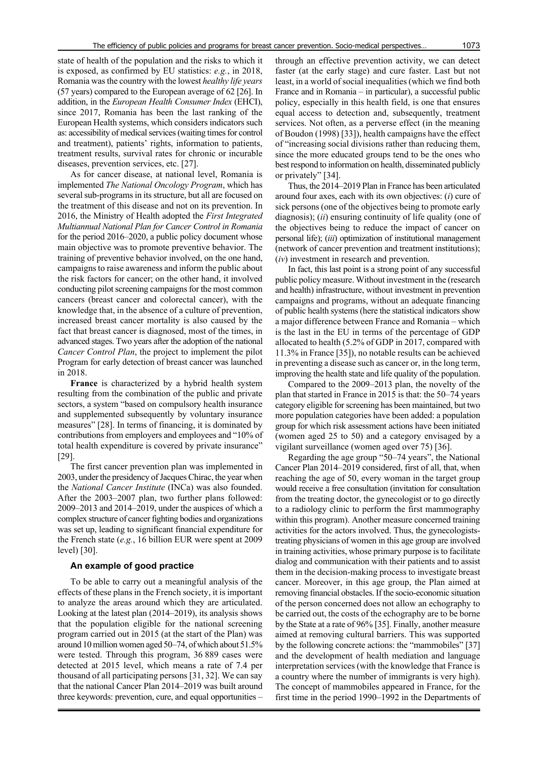state of health of the population and the risks to which it is exposed, as confirmed by EU statistics: *e.g.*, in 2018, Romania was the country with the lowest *healthy life years* (57 years) compared to the European average of 62 [26]. In addition, in the *European Health Consumer Index* (EHCI), since 2017, Romania has been the last ranking of the European Health systems, which considers indicators such as: accessibility of medical services (waiting times for control and treatment), patients' rights, information to patients, treatment results, survival rates for chronic or incurable diseases, prevention services, etc. [27].

As for cancer disease, at national level, Romania is implemented *The National Oncology Program*, which has several sub-programs in its structure, but all are focused on the treatment of this disease and not on its prevention. In 2016, the Ministry of Health adopted the *First Integrated Multiannual National Plan for Cancer Control in Romania* for the period 2016–2020, a public policy document whose main objective was to promote preventive behavior. The training of preventive behavior involved, on the one hand, campaigns to raise awareness and inform the public about the risk factors for cancer; on the other hand, it involved conducting pilot screening campaigns for the most common cancers (breast cancer and colorectal cancer), with the knowledge that, in the absence of a culture of prevention, increased breast cancer mortality is also caused by the fact that breast cancer is diagnosed, most of the times, in advanced stages. Two years after the adoption of the national *Cancer Control Plan*, the project to implement the pilot Program for early detection of breast cancer was launched in 2018.

**France** is characterized by a hybrid health system resulting from the combination of the public and private sectors, a system "based on compulsory health insurance and supplemented subsequently by voluntary insurance measures" [28]. In terms of financing, it is dominated by contributions from employers and employees and "10% of total health expenditure is covered by private insurance" [29].

The first cancer prevention plan was implemented in 2003, under the presidency of Jacques Chirac, the year when the *National Cancer Institute* (INCa) was also founded. After the 2003–2007 plan, two further plans followed: 2009–2013 and 2014–2019, under the auspices of which a complex structure of cancer fighting bodies and organizations was set up, leading to significant financial expenditure for the French state (*e.g.*, 16 billion EUR were spent at 2009 level) [30].

### An example of good practice

To be able to carry out a meaningful analysis of the effects of these plans in the French society, it is important to analyze the areas around which they are articulated. Looking at the latest plan (2014–2019), its analysis shows that the population eligible for the national screening program carried out in 2015 (at the start of the Plan) was around 10 million women aged 50–74, of which about 51.5% were tested. Through this program, 36 889 cases were detected at 2015 level, which means a rate of 7.4 per thousand of all participating persons [31, 32]. We can say that the national Cancer Plan 2014–2019 was built around three keywords: prevention, cure, and equal opportunities – through an effective prevention activity, we can detect faster (at the early stage) and cure faster. Last but not least, in a world of social inequalities (which we find both France and in Romania – in particular), a successful public policy, especially in this health field, is one that ensures equal access to detection and, subsequently, treatment services. Not often, as a perverse effect (in the meaning of Boudon (1998) [33]), health campaigns have the effect of "increasing social divisions rather than reducing them, since the more educated groups tend to be the ones who best respond to information on health, disseminated publicly or privately" [34].

Thus, the 2014–2019 Plan in France has been articulated around four axes, each with its own objectives: (*i*) cure of sick persons (one of the objectives being to promote early diagnosis); (*ii*) ensuring continuity of life quality (one of the objectives being to reduce the impact of cancer on personal life); (*iii*) optimization of institutional management (network of cancer prevention and treatment institutions); (*iv*) investment in research and prevention.

In fact, this last point is a strong point of any successful public policy measure. Without investment in the (research and health) infrastructure, without investment in prevention campaigns and programs, without an adequate financing of public health systems (here the statistical indicators show a major difference between France and Romania – which is the last in the EU in terms of the percentage of GDP allocated to health (5.2% of GDP in 2017, compared with 11.3% in France [35]), no notable results can be achieved in preventing a disease such as cancer or, in the long term, improving the health state and life quality of the population.

Compared to the 2009–2013 plan, the novelty of the plan that started in France in 2015 is that: the 50–74 years category eligible for screening has been maintained, but two more population categories have been added: a population group for which risk assessment actions have been initiated (women aged 25 to 50) and a category envisaged by a vigilant surveillance (women aged over 75) [36].

Regarding the age group "50–74 years", the National Cancer Plan 2014–2019 considered, first of all, that, when reaching the age of 50, every woman in the target group would receive a free consultation (invitation for consultation from the treating doctor, the gynecologist or to go directly to a radiology clinic to perform the first mammography within this program). Another measure concerned training activities for the actors involved. Thus, the gynecologists-treating physicians of women in this age group are involved in training activities, whose primary purpose is to facilitate dialog and communication with their patients and to assist them in the decision-making process to investigate breast cancer. Moreover, in this age group, the Plan aimed at removing financial obstacles. If the socio-economic situation of the person concerned does not allow an echography to be carried out, the costs of the echography are to be borne by the State at a rate of 96% [35]. Finally, another measure aimed at removing cultural barriers. This was supported by the following concrete actions: the "mammobiles" [37] and the development of health mediation and language interpretation services (with the knowledge that France is a country where the number of immigrants is very high). The concept of mammobiles appeared in France, for the first time in the period 1990–1992 in the Departments of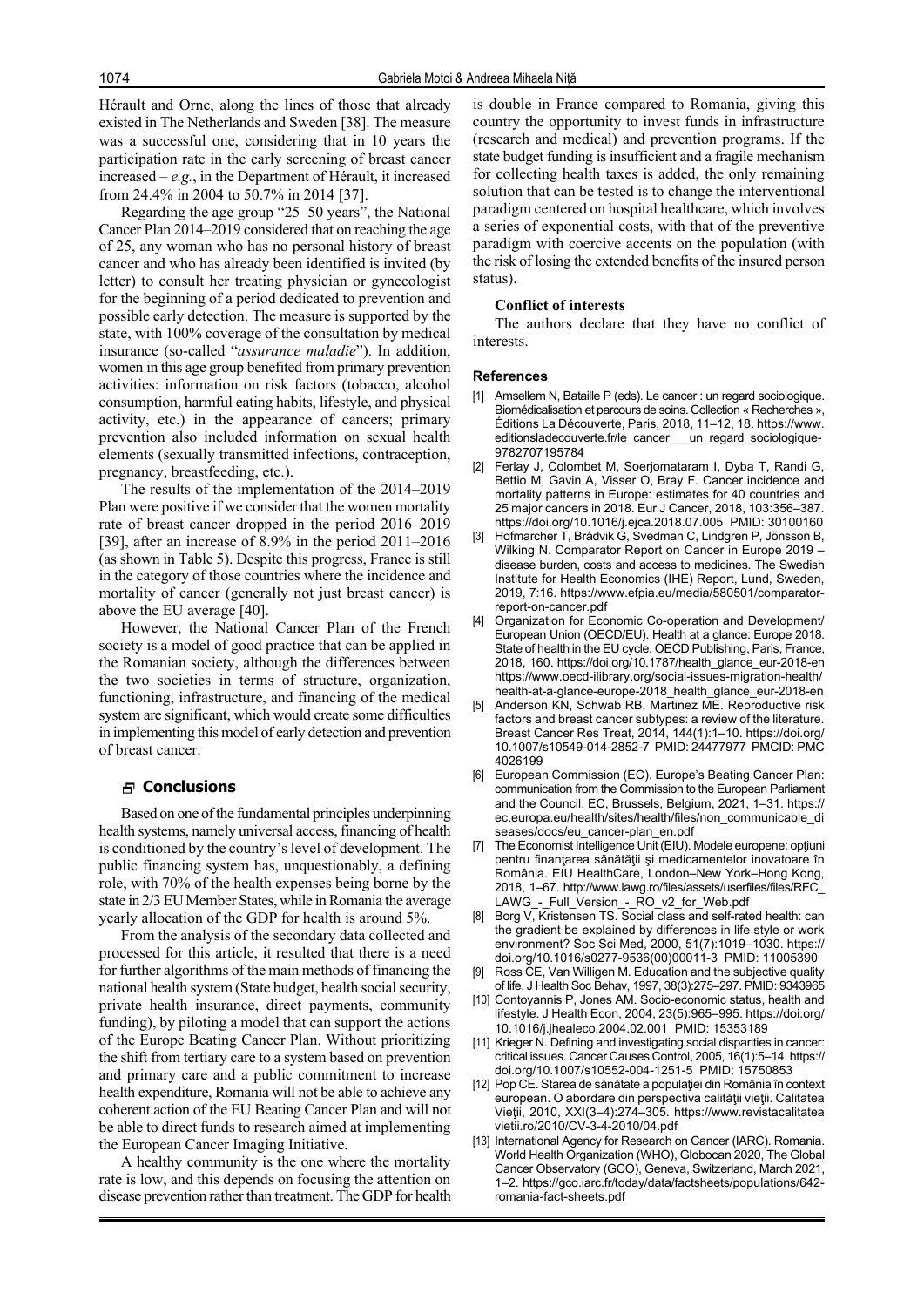Hérault and Orne, along the lines of those that already existed in The Netherlands and Sweden [38]. The measure was a successful one, considering that in 10 years the participation rate in the early screening of breast cancer increased – *e.g.*, in the Department of Hérault, it increased from 24.4% in 2004 to 50.7% in 2014 [37].

Regarding the age group "25–50 years", the National Cancer Plan 2014–2019 considered that on reaching the age of 25, any woman who has no personal history of breast cancer and who has already been identified is invited (by letter) to consult her treating physician or gynecologist for the beginning of a period dedicated to prevention and possible early detection. The measure is supported by the state, with 100% coverage of the consultation by medical insurance (so-called "*assurance maladie*"). In addition, women in this age group benefited from primary prevention activities: information on risk factors (tobacco, alcohol consumption, harmful eating habits, lifestyle, and physical activity, etc.) in the appearance of cancers; primary prevention also included information on sexual health elements (sexually transmitted infections, contraception, pregnancy, breastfeeding, etc.).

The results of the implementation of the 2014–2019 Plan were positive if we consider that the women mortality rate of breast cancer dropped in the period 2016–2019 [39], after an increase of 8.9% in the period 2011–2016 (as shown in Table 5). Despite this progress, France is still in the category of those countries where the incidence and mortality of cancer (generally not just breast cancer) is above the EU average [40].

However, the National Cancer Plan of the French society is a model of good practice that can be applied in the Romanian society, although the differences between the two societies in terms of structure, organization, functioning, infrastructure, and financing of the medical system are significant, which would create some difficulties in implementing this model of early detection and prevention of breast cancer.

## Conclusions

Based on one of the fundamental principles underpinning health systems, namely universal access, financing of health is conditioned by the country's level of development. The public financing system has, unquestionably, a defining role, with 70% of the health expenses being borne by the state in 2/3 EU Member States, while in Romania the average yearly allocation of the GDP for health is around 5%.

From the analysis of the secondary data collected and processed for this article, it resulted that there is a need for further algorithms of the main methods of financing the national health system (State budget, health social security, private health insurance, direct payments, community funding), by piloting a model that can support the actions of the Europe Beating Cancer Plan. Without prioritizing the shift from tertiary care to a system based on prevention and primary care and a public commitment to increase health expenditure, Romania will not be able to achieve any coherent action of the EU Beating Cancer Plan and will not be able to direct funds to research aimed at implementing the European Cancer Imaging Initiative.

A healthy community is the one where the mortality rate is low, and this depends on focusing the attention on disease prevention rather than treatment. The GDP for health is double in France compared to Romania, giving this country the opportunity to invest funds in infrastructure (research and medical) and prevention programs. If the state budget funding is insufficient and a fragile mechanism for collecting health taxes is added, the only remaining solution that can be tested is to change the interventional paradigm centered on hospital healthcare, which involves a series of exponential costs, with that of the preventive paradigm with coercive accents on the population (with the risk of losing the extended benefits of the insured person status).

### Conflict of interests

The authors declare that they have no conflict of interests.

### References

[1] Amsellem N, Bataille P (eds). Le cancer : un regard sociologique. Biomédicalisation et parcours de soins. Collection « Recherches », Éditions La Découverte, Paris, 2018, 11–12, 18. https://www.editionsladecouverte.fr/le_cancer___un_regard_sociologique-9782707195784

[2] Ferlay J, Colombet M, Soerjomataram I, Dyba T, Randi G, Bettio M, Gavin A, Visser O, Bray F. Cancer incidence and mortality patterns in Europe: estimates for 40 countries and 25 major cancers in 2018. Eur J Cancer, 2018, 103:356–387. https://doi.org/10.1016/j.ejca.2018.07.005 PMID: 30100160

[3] Hofmarcher T, Brådvik G, Svedman C, Lindgren P, Jönsson B, Wilking N. Comparator Report on Cancer in Europe 2019 – disease burden, costs and access to medicines. The Swedish Institute for Health Economics (IHE) Report, Lund, Sweden, 2019, 7:16. https://www.efpia.eu/media/580501/comparator-report-on-cancer.pdf

[4] Organization for Economic Co-operation and Development/ European Union (OECD/EU). Health at a glance: Europe 2018. State of health in the EU cycle. OECD Publishing, Paris, France, 2018, 160. https://doi.org/10.1787/health_glance_eur-2018-en https://www.oecd-ilibrary.org/social-issues-migration-health/health-at-a-glance-europe-2018_health_glance_eur-2018-en

[5] Anderson KN, Schwab RB, Martinez ME. Reproductive risk factors and breast cancer subtypes: a review of the literature. Breast Cancer Res Treat, 2014, 144(1):1–10. https://doi.org/10.1007/s10549-014-2852-7 PMID: 24477977 PMCID: PMC4026199

[6] European Commission (EC). Europe's Beating Cancer Plan: communication from the Commission to the European Parliament and the Council. EC, Brussels, Belgium, 2021, 1–31. https://ec.europa.eu/health/sites/health/files/non_communicable_diseases/docs/eu_cancer-plan_en.pdf

[7] The Economist Intelligence Unit (EIU). Modele europene: opţiuni pentru finanţarea sănătăţii şi medicamentelor inovatoare în România. EIU HealthCare, London–New York–Hong Kong, 2018, 1–67. http://www.lawg.ro/files/assets/userfiles/files/RFC_LAWG_-_Full_Version_-_RO_v2_for_Web.pdf

[8] Borg V, Kristensen TS. Social class and self-rated health: can the gradient be explained by differences in life style or work environment? Soc Sci Med, 2000, 51(7):1019–1030. https://doi.org/10.1016/s0277-9536(00)00011-3 PMID: 11005390

[9] Ross CE, Van Willigen M. Education and the subjective quality of life. J Health Soc Behav, 1997, 38(3):275–297. PMID: 9343965

[10] Contoyannis P, Jones AM. Socio-economic status, health and lifestyle. J Health Econ, 2004, 23(5):965–995. https://doi.org/10.1016/j.jhealeco.2004.02.001 PMID: 15353189

[11] Krieger N. Defining and investigating social disparities in cancer: critical issues. Cancer Causes Control, 2005, 16(1):5–14. https://doi.org/10.1007/s10552-004-1251-5 PMID: 15750853

[12] Pop CE. Starea de sănătate a populaţiei din România în context european. O abordare din perspectiva calităţii vieţii. Calitatea Vieţii, 2010, XXI(3–4):274–305. https://www.revistacalitateavietii.ro/2010/CV-3-4-2010/04.pdf

[13] International Agency for Research on Cancer (IARC). Romania. World Health Organization (WHO), Globocan 2020, The Global Cancer Observatory (GCO), Geneva, Switzerland, March 2021, 1–2. https://gco.iarc.fr/today/data/factsheets/populations/642-romania-fact-sheets.pdf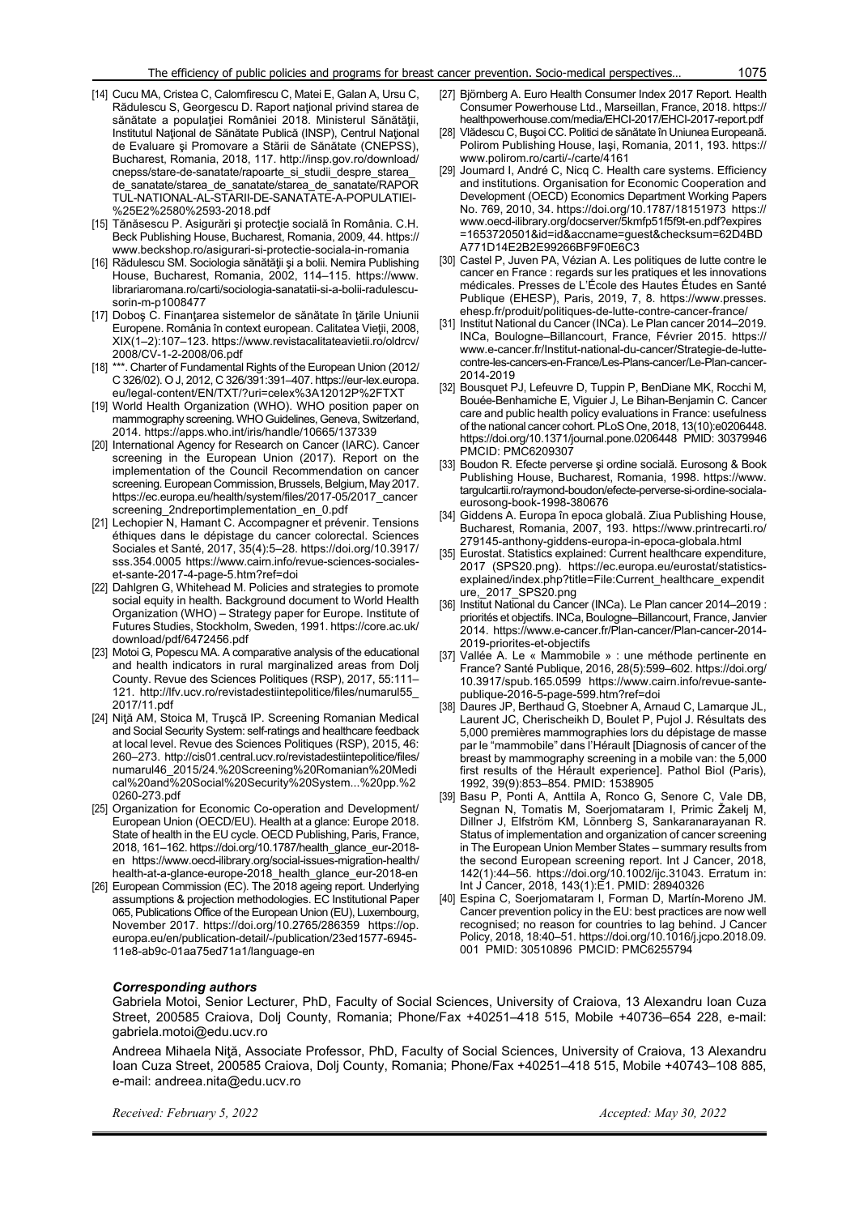[14] Cucu MA, Cristea C, Calomfirescu C, Matei E, Galan A, Ursu C, Rădulescu S, Georgescu D. Raport naţional privind starea de sănătate a populaţiei României 2018. Ministerul Sănătăţii, Institutul Naţional de Sănătate Publică (INSP), Centrul Naţional de Evaluare şi Promovare a Stării de Sănătate (CNEPSS), Bucharest, Romania, 2018, 117. http://insp.gov.ro/download/cnepss/stare-de-sanatate/rapoarte_si_studii_despre_starea_de_sanatate/starea_de_sanatate/starea_de_sanatate/RAPORTUL-NATIONAL-AL-STARII-DE-SANATATE-A-POPULATIEI-%25E2%2580%2593-2018.pdf

[15] Tănăsescu P. Asigurări şi protecţie socială în România. C.H. Beck Publishing House, Bucharest, Romania, 2009, 44. https://www.beckshop.ro/asigurari-si-protectie-sociala-in-romania

[16] Rădulescu SM. Sociologia sănătăţii şi a bolii. Nemira Publishing House, Bucharest, Romania, 2002, 114–115. https://www.librariaromana.ro/carti/sociologia-sanatatii-si-a-bolii-radulescu-sorin-m-p1008477

[17] Doboş C. Finanţarea sistemelor de sănătate în ţările Uniunii Europene. România în context european. Calitatea Vieţii, 2008, XIX(1–2):107–123. https://www.revistacalitateavietii.ro/oldrcv/2008/CV-1-2-2008/06.pdf

[18] ***. Charter of Fundamental Rights of the European Union (2012/C 326/02). O J, 2012, C 326/391:391–407. https://eur-lex.europa.eu/legal-content/EN/TXT/?uri=celex%3A12012P%2FTXT

[19] World Health Organization (WHO). WHO position paper on mammography screening. WHO Guidelines, Geneva, Switzerland, 2014. https://apps.who.int/iris/handle/10665/137339

[20] International Agency for Research on Cancer (IARC). Cancer screening in the European Union (2017). Report on the implementation of the Council Recommendation on cancer screening. European Commission, Brussels, Belgium, May 2017. https://ec.europa.eu/health/system/files/2017-05/2017_cancerscreening_2ndreportimplementation_en_0.pdf

[21] Lechopier N, Hamant C. Accompagner et prévenir. Tensions éthiques dans le dépistage du cancer colorectal. Sciences Sociales et Santé, 2017, 35(4):5–28. https://doi.org/10.3917/sss.354.0005 https://www.cairn.info/revue-sciences-sociales-et-sante-2017-4-page-5.htm?ref=doi

[22] Dahlgren G, Whitehead M. Policies and strategies to promote social equity in health. Background document to World Health Organization (WHO) – Strategy paper for Europe. Institute of Futures Studies, Stockholm, Sweden, 1991. https://core.ac.uk/download/pdf/6472456.pdf

[23] Motoi G, Popescu MA. A comparative analysis of the educational and health indicators in rural marginalized areas from Dolj County. Revue des Sciences Politiques (RSP), 2017, 55:111–121. http://lfv.ucv.ro/revistadestiintepolitice/files/numarul55_2017/11.pdf

[24] Niţă AM, Stoica M, Truşcă IP. Screening Romanian Medical and Social Security System: self-ratings and healthcare feedback at local level. Revue des Sciences Politiques (RSP), 2015, 46: 260–273. http://cis01.central.ucv.ro/revistadestiintepolitice/files/numarul46_2015/24.%20Screening%20Romanian%20Medical%20and%20Social%20Security%20System...%20pp.%20260-273.pdf

[25] Organization for Economic Co-operation and Development/European Union (OECD/EU). Health at a glance: Europe 2018. State of health in the EU cycle. OECD Publishing, Paris, France, 2018, 161–162. https://doi.org/10.1787/health_glance_eur-2018-en https://www.oecd-ilibrary.org/social-issues-migration-health/health-at-a-glance-europe-2018_health_glance_eur-2018-en

[26] European Commission (EC). The 2018 ageing report. Underlying assumptions & projection methodologies. EC Institutional Paper 065, Publications Office of the European Union (EU), Luxembourg, November 2017. https://doi.org/10.2765/286359 https://op.europa.eu/en/publication-detail/-/publication/23ed1577-6945-11e8-ab9c-01aa75ed71a1/language-en

[27] Björnberg A. Euro Health Consumer Index 2017 Report. Health Consumer Powerhouse Ltd., Marseillan, France, 2018. https://healthpowerhouse.com/media/EHCI-2017/EHCI-2017-report.pdf

[28] Vlădescu C, Buşoi CC. Politici de sănătate în Uniunea Europeană. Polirom Publishing House, Iaşi, Romania, 2011, 193. https://www.polirom.ro/carti/-/carte/4161

[29] Joumard I, André C, Nicq C. Health care systems. Efficiency and institutions. Organisation for Economic Cooperation and Development (OECD) Economics Department Working Papers No. 769, 2010, 34. https://doi.org/10.1787/18151973 https://www.oecd-ilibrary.org/docserver/5kmfp51f5f9t-en.pdf?expires=1653720501&id=id&accname=guest&checksum=62D4BDA771D14E2B2E99266BF9F0E6C3

[30] Castel P, Juven PA, Vézian A. Les politiques de lutte contre le cancer en France : regards sur les pratiques et les innovations médicales. Presses de L'École des Hautes Études en Santé Publique (EHESP), Paris, 2019, 7, 8. https://www.presses.ehesp.fr/produit/politiques-de-lutte-contre-cancer-france/

[31] Institut National du Cancer (INCa). Le Plan cancer 2014–2019. INCa, Boulogne–Billancourt, France, Février 2015. https://www.e-cancer.fr/Institut-national-du-cancer/Strategie-de-lutte-contre-les-cancers-en-France/Les-Plans-cancer/Le-Plan-cancer-2014-2019

[32] Bousquet PJ, Lefeuvre D, Tuppin P, BenDiane MK, Rocchi M, Bouée-Benhamiche E, Viguier J, Le Bihan-Benjamin C. Cancer care and public health policy evaluations in France: usefulness of the national cancer cohort. PLoS One, 2018, 13(10):e0206448. https://doi.org/10.1371/journal.pone.0206448 PMID: 30379946 PMCID: PMC6209307

[33] Boudon R. Efecte perverse şi ordine socială. Eurosong & Book Publishing House, Bucharest, Romania, 1998. https://www.targulcartii.ro/raymond-boudon/efecte-perverse-si-ordine-sociala-eurosong-book-1998-380676

[34] Giddens A. Europa în epoca globală. Ziua Publishing House, Bucharest, Romania, 2007, 193. https://www.printrecarti.ro/279145-anthony-giddens-europa-in-epoca-globala.html

[35] Eurostat. Statistics explained: Current healthcare expenditure, 2017 (SPS20.png). https://ec.europa.eu/eurostat/statistics-explained/index.php?title=File:Current_healthcare_expenditure,_2017_SPS20.png

[36] Institut National du Cancer (INCa). Le Plan cancer 2014–2019 : priorités et objectifs. INCa, Boulogne–Billancourt, France, Janvier 2014. https://www.e-cancer.fr/Plan-cancer/Plan-cancer-2014-2019-priorites-et-objectifs

[37] Vallée A. Le « Mammobile » : une méthode pertinente en France? Santé Publique, 2016, 28(5):599–602. https://doi.org/10.3917/spub.165.0599 https://www.cairn.info/revue-sante-publique-2016-5-page-599.htm?ref=doi

[38] Daures JP, Berthaud G, Stoebner A, Arnaud C, Lamarque JL, Laurent JC, Cherischeikh D, Boulet P, Pujol J. Résultats des 5,000 premières mammographies lors du dépistage de masse par le "mammobile" dans l'Hérault [Diagnosis of cancer of the breast by mammography screening in a mobile van: the 5,000 first results of the Hérault experience]. Pathol Biol (Paris), 1992, 39(9):853–854. PMID: 1538905

[39] Basu P, Ponti A, Anttila A, Ronco G, Senore C, Vale DB, Segnan N, Tomatis M, Soerjomataram I, Primic Žakelj M, Dillner J, Elfström KM, Lönnberg S, Sankaranarayanan R. Status of implementation and organization of cancer screening in The European Union Member States – summary results from the second European screening report. Int J Cancer, 2018, 142(1):44–56. https://doi.org/10.1002/ijc.31043. Erratum in: Int J Cancer, 2018, 143(1):E1. PMID: 28940326

[40] Espina C, Soerjomataram I, Forman D, Martín-Moreno JM. Cancer prevention policy in the EU: best practices are now well recognised; no reason for countries to lag behind. J Cancer Policy, 2018, 18:40–51. https://doi.org/10.1016/j.jcpo.2018.09.001 PMID: 30510896 PMCID: PMC6255794

***Corresponding authors***

Gabriela Motoi, Senior Lecturer, PhD, Faculty of Social Sciences, University of Craiova, 13 Alexandru Ioan Cuza Street, 200585 Craiova, Dolj County, Romania; Phone/Fax +40251–418 515, Mobile +40736–654 228, e-mail: gabriela.motoi@edu.ucv.ro

Andreea Mihaela Niţă, Associate Professor, PhD, Faculty of Social Sciences, University of Craiova, 13 Alexandru Ioan Cuza Street, 200585 Craiova, Dolj County, Romania; Phone/Fax +40251–418 515, Mobile +40743–108 885, e-mail: andreea.nita@edu.ucv.ro

*Received: February 5, 2022* *Accepted: May 30, 2022*